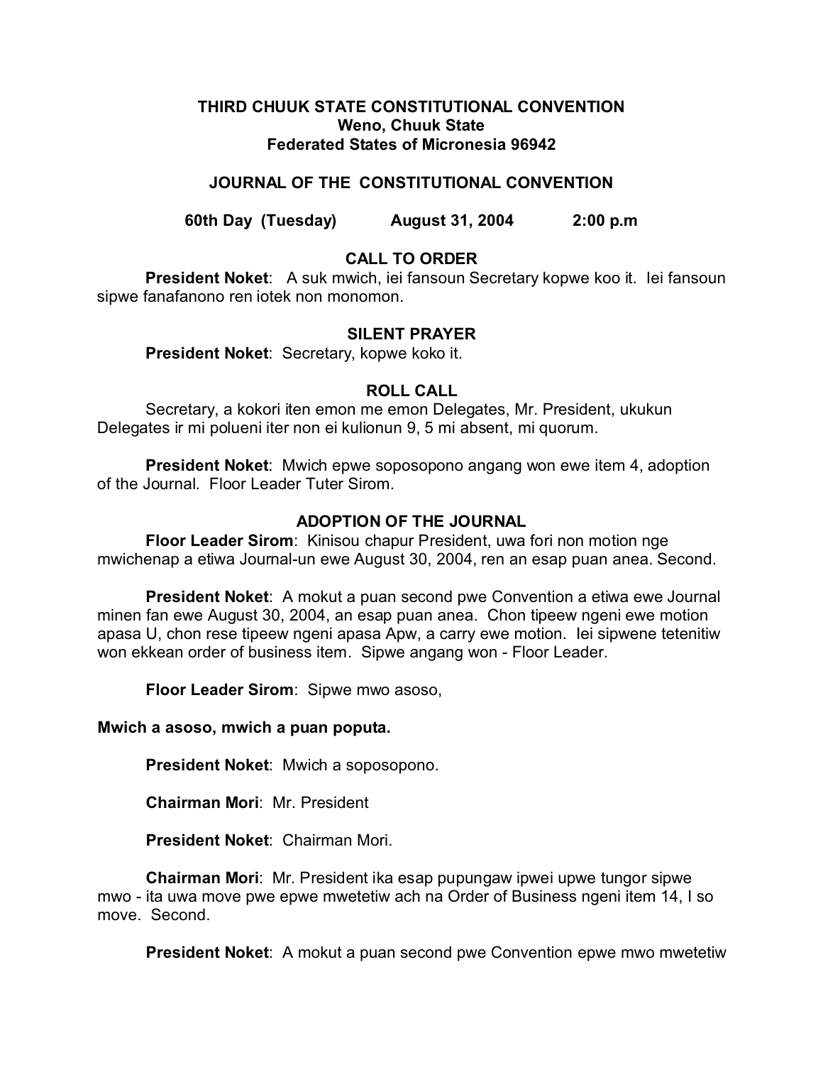**THIRD CHUUK STATE CONSTITUTIONAL CONVENTION**
**Weno, Chuuk State**
**Federated States of Micronesia 96942**

**JOURNAL OF THE CONSTITUTIONAL CONVENTION**

**60th Day (Tuesday) August 31, 2004 2:00 p.m**

## CALL TO ORDER

**President Noket**: A suk mwich, iei fansoun Secretary kopwe koo it. Iei fansoun sipwe fanafanono ren iotek non monomon.

## SILENT PRAYER

**President Noket**: Secretary, kopwe koko it.

## ROLL CALL

Secretary, a kokori iten emon me emon Delegates, Mr. President, ukukun Delegates ir mi polueni iter non ei kulionun 9, 5 mi absent, mi quorum.

**President Noket**: Mwich epwe soposopono angang won ewe item 4, adoption of the Journal. Floor Leader Tuter Sirom.

## ADOPTION OF THE JOURNAL

**Floor Leader Sirom**: Kinisou chapur President, uwa fori non motion nge mwichenap a etiwa Journal-un ewe August 30, 2004, ren an esap puan anea. Second.

**President Noket**: A mokut a puan second pwe Convention a etiwa ewe Journal minen fan ewe August 30, 2004, an esap puan anea. Chon tipeew ngeni ewe motion apasa U, chon rese tipeew ngeni apasa Apw, a carry ewe motion. Iei sipwene tetenitiw won ekkean order of business item. Sipwe angang won - Floor Leader.

**Floor Leader Sirom**: Sipwe mwo asoso,

**Mwich a asoso, mwich a puan poputa.**

**President Noket**: Mwich a soposopono.

**Chairman Mori**: Mr. President

**President Noket**: Chairman Mori.

**Chairman Mori**: Mr. President ika esap pupungaw ipwei upwe tungor sipwe mwo - ita uwa move pwe epwe mwetetiw ach na Order of Business ngeni item 14, I so move. Second.

**President Noket**: A mokut a puan second pwe Convention epwe mwo mwetetiw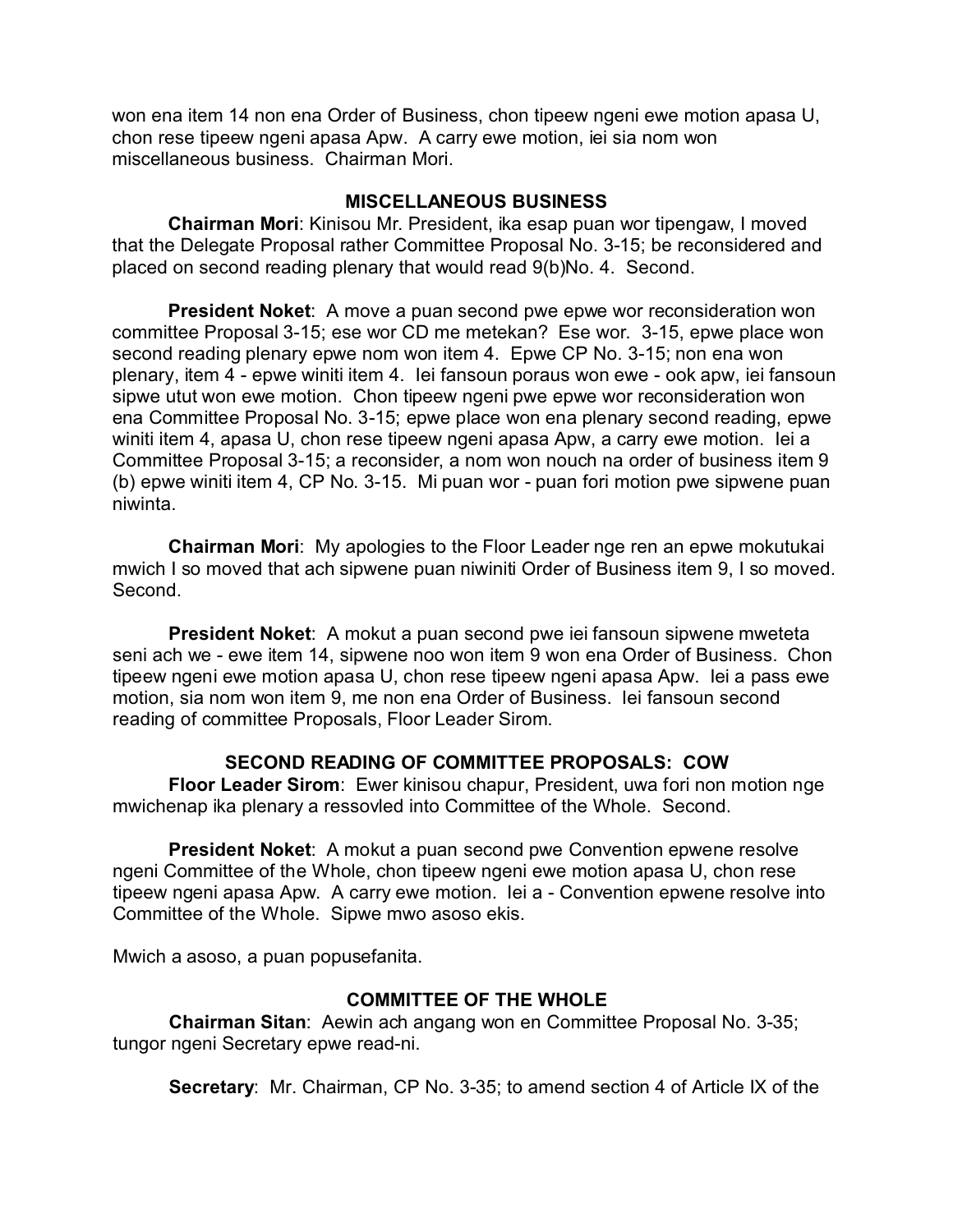won ena item 14 non ena Order of Business, chon tipeew ngeni ewe motion apasa U, chon rese tipeew ngeni apasa Apw. A carry ewe motion, iei sia nom won miscellaneous business. Chairman Mori.

### MISCELLANEOUS BUSINESS

**Chairman Mori**: Kinisou Mr. President, ika esap puan wor tipengaw, I moved that the Delegate Proposal rather Committee Proposal No. 3-15; be reconsidered and placed on second reading plenary that would read 9(b)No. 4. Second.

**President Noket**: A move a puan second pwe epwe wor reconsideration won committee Proposal 3-15; ese wor CD me metekan? Ese wor. 3-15, epwe place won second reading plenary epwe nom won item 4. Epwe CP No. 3-15; non ena won plenary, item 4 - epwe winiti item 4. Iei fansoun poraus won ewe - ook apw, iei fansoun sipwe utut won ewe motion. Chon tipeew ngeni pwe epwe wor reconsideration won ena Committee Proposal No. 3-15; epwe place won ena plenary second reading, epwe winiti item 4, apasa U, chon rese tipeew ngeni apasa Apw, a carry ewe motion. Iei a Committee Proposal 3-15; a reconsider, a nom won nouch na order of business item 9 (b) epwe winiti item 4, CP No. 3-15. Mi puan wor - puan fori motion pwe sipwene puan niwinta.

**Chairman Mori**: My apologies to the Floor Leader nge ren an epwe mokutukai mwich I so moved that ach sipwene puan niwiniti Order of Business item 9, I so moved. Second.

**President Noket**: A mokut a puan second pwe iei fansoun sipwene mweteta seni ach we - ewe item 14, sipwene noo won item 9 won ena Order of Business. Chon tipeew ngeni ewe motion apasa U, chon rese tipeew ngeni apasa Apw. Iei a pass ewe motion, sia nom won item 9, me non ena Order of Business. Iei fansoun second reading of committee Proposals, Floor Leader Sirom.

### SECOND READING OF COMMITTEE PROPOSALS: COW

**Floor Leader Sirom**: Ewer kinisou chapur, President, uwa fori non motion nge mwichenap ika plenary a ressovled into Committee of the Whole. Second.

**President Noket**: A mokut a puan second pwe Convention epwene resolve ngeni Committee of the Whole, chon tipeew ngeni ewe motion apasa U, chon rese tipeew ngeni apasa Apw. A carry ewe motion. Iei a - Convention epwene resolve into Committee of the Whole. Sipwe mwo asoso ekis.

Mwich a asoso, a puan popusefanita.

### COMMITTEE OF THE WHOLE

**Chairman Sitan**: Aewin ach angang won en Committee Proposal No. 3-35; tungor ngeni Secretary epwe read-ni.

**Secretary**: Mr. Chairman, CP No. 3-35; to amend section 4 of Article IX of the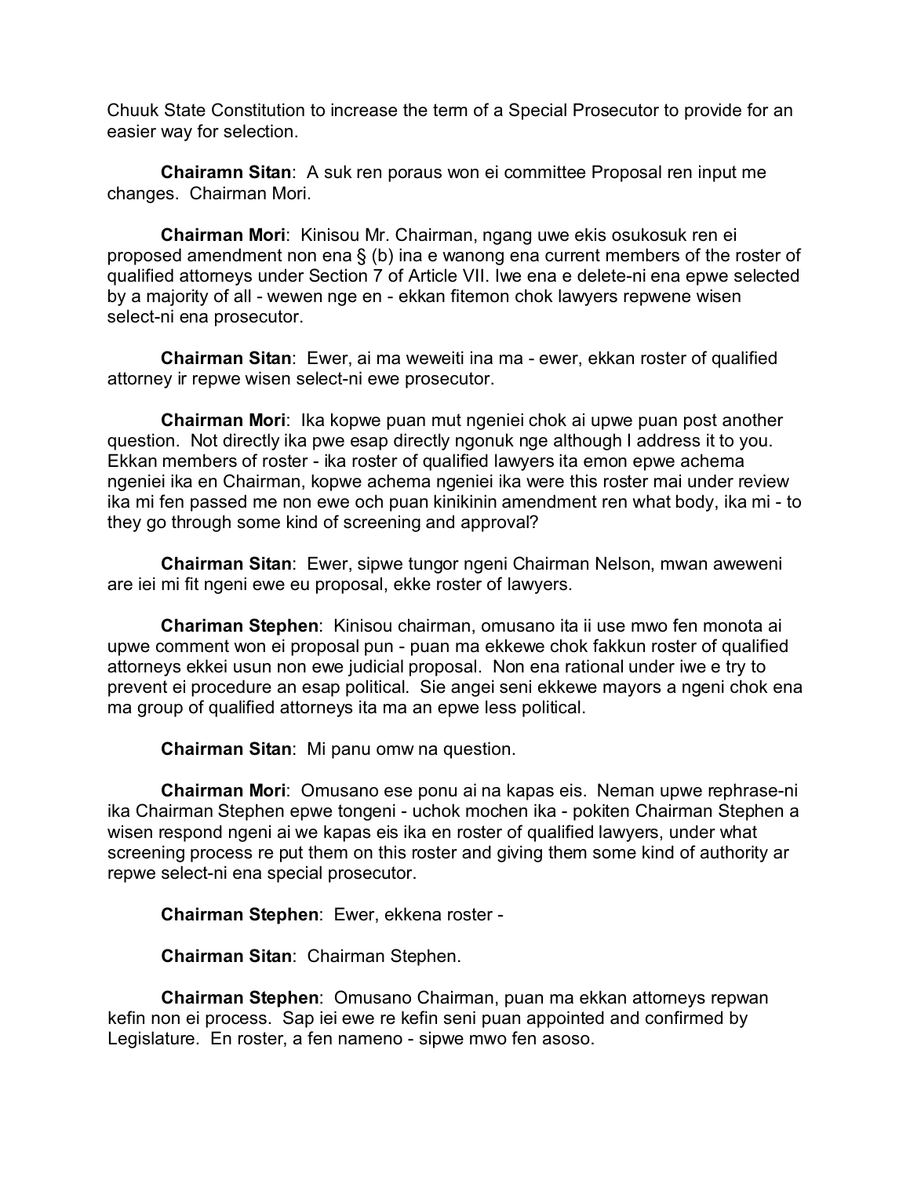Chuuk State Constitution to increase the term of a Special Prosecutor to provide for an easier way for selection.

**Chairamn Sitan**: A suk ren poraus won ei committee Proposal ren input me changes. Chairman Mori.

**Chairman Mori**: Kinisou Mr. Chairman, ngang uwe ekis osukosuk ren ei proposed amendment non ena § (b) ina e wanong ena current members of the roster of qualified attorneys under Section 7 of Article VII. Iwe ena e delete-ni ena epwe selected by a majority of all - wewen nge en - ekkan fitemon chok lawyers repwene wisen select-ni ena prosecutor.

**Chairman Sitan**: Ewer, ai ma weweiti ina ma - ewer, ekkan roster of qualified attorney ir repwe wisen select-ni ewe prosecutor.

**Chairman Mori**: Ika kopwe puan mut ngeniei chok ai upwe puan post another question. Not directly ika pwe esap directly ngonuk nge although I address it to you. Ekkan members of roster - ika roster of qualified lawyers ita emon epwe achema ngeniei ika en Chairman, kopwe achema ngeniei ika were this roster mai under review ika mi fen passed me non ewe och puan kinikinin amendment ren what body, ika mi - to they go through some kind of screening and approval?

**Chairman Sitan**: Ewer, sipwe tungor ngeni Chairman Nelson, mwan aweweni are iei mi fit ngeni ewe eu proposal, ekke roster of lawyers.

**Chariman Stephen**: Kinisou chairman, omusano ita ii use mwo fen monota ai upwe comment won ei proposal pun - puan ma ekkewe chok fakkun roster of qualified attorneys ekkei usun non ewe judicial proposal. Non ena rational under iwe e try to prevent ei procedure an esap political. Sie angei seni ekkewe mayors a ngeni chok ena ma group of qualified attorneys ita ma an epwe less political.

**Chairman Sitan**: Mi panu omw na question.

**Chairman Mori**: Omusano ese ponu ai na kapas eis. Neman upwe rephrase-ni ika Chairman Stephen epwe tongeni - uchok mochen ika - pokiten Chairman Stephen a wisen respond ngeni ai we kapas eis ika en roster of qualified lawyers, under what screening process re put them on this roster and giving them some kind of authority ar repwe select-ni ena special prosecutor.

**Chairman Stephen**: Ewer, ekkena roster -

**Chairman Sitan**: Chairman Stephen.

**Chairman Stephen**: Omusano Chairman, puan ma ekkan attorneys repwan kefin non ei process. Sap iei ewe re kefin seni puan appointed and confirmed by Legislature. En roster, a fen nameno - sipwe mwo fen asoso.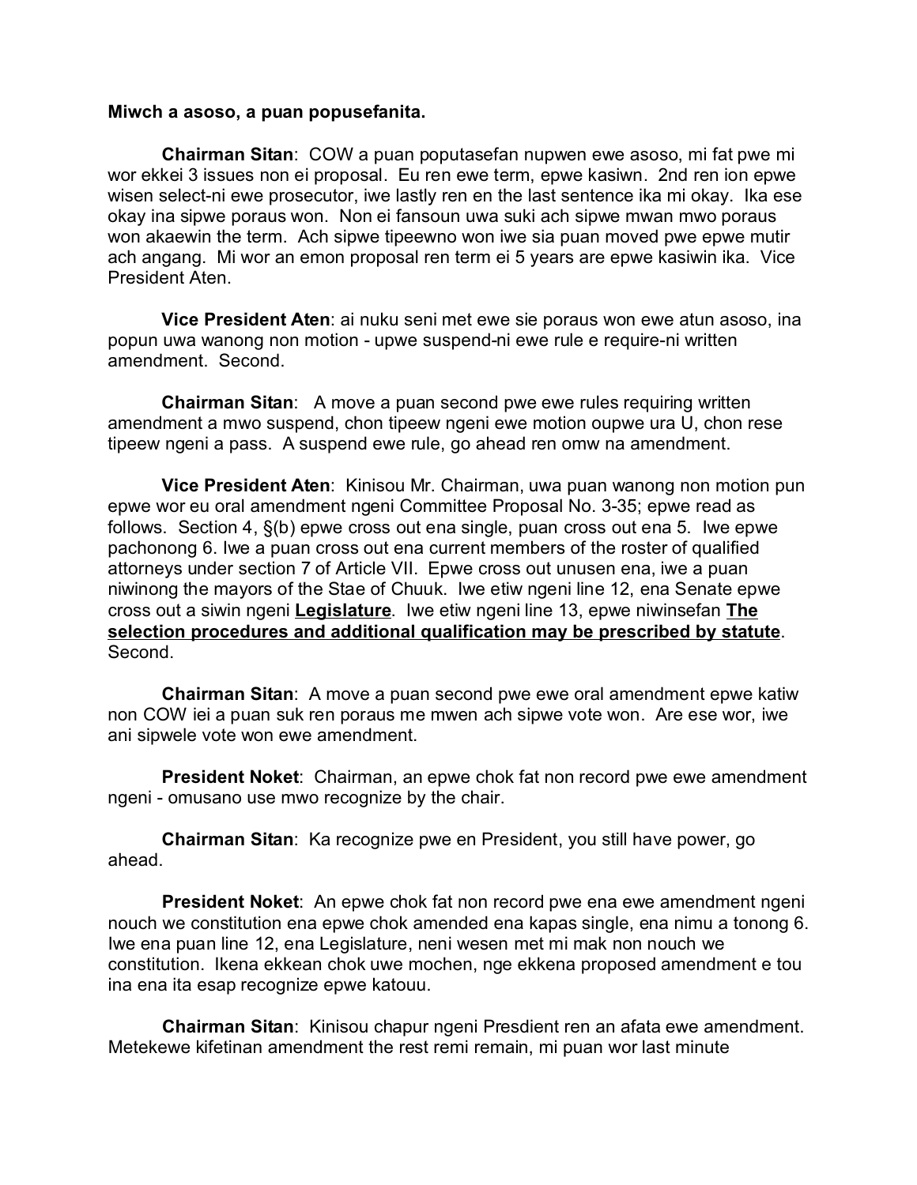**Miwch a asoso, a puan popusefanita.**

**Chairman Sitan**: COW a puan poputasefan nupwen ewe asoso, mi fat pwe mi wor ekkei 3 issues non ei proposal. Eu ren ewe term, epwe kasiwn. 2nd ren ion epwe wisen select-ni ewe prosecutor, iwe lastly ren en the last sentence ika mi okay. Ika ese okay ina sipwe poraus won. Non ei fansoun uwa suki ach sipwe mwan mwo poraus won akaewin the term. Ach sipwe tipeewno won iwe sia puan moved pwe epwe mutir ach angang. Mi wor an emon proposal ren term ei 5 years are epwe kasiwin ika. Vice President Aten.

**Vice President Aten**: ai nuku seni met ewe sie poraus won ewe atun asoso, ina popun uwa wanong non motion - upwe suspend-ni ewe rule e require-ni written amendment. Second.

**Chairman Sitan**: A move a puan second pwe ewe rules requiring written amendment a mwo suspend, chon tipeew ngeni ewe motion oupwe ura U, chon rese tipeew ngeni a pass. A suspend ewe rule, go ahead ren omw na amendment.

**Vice President Aten**: Kinisou Mr. Chairman, uwa puan wanong non motion pun epwe wor eu oral amendment ngeni Committee Proposal No. 3-35; epwe read as follows. Section 4, §(b) epwe cross out ena single, puan cross out ena 5. Iwe epwe pachonong 6. Iwe a puan cross out ena current members of the roster of qualified attorneys under section 7 of Article VII. Epwe cross out unusen ena, iwe a puan niwinong the mayors of the Stae of Chuuk. Iwe etiw ngeni line 12, ena Senate epwe cross out a siwin ngeni <u>**Legislature**</u>. Iwe etiw ngeni line 13, epwe niwinsefan <u>**The selection procedures and additional qualification may be prescribed by statute**</u>. Second.

**Chairman Sitan**: A move a puan second pwe ewe oral amendment epwe katiw non COW iei a puan suk ren poraus me mwen ach sipwe vote won. Are ese wor, iwe ani sipwele vote won ewe amendment.

**President Noket**: Chairman, an epwe chok fat non record pwe ewe amendment ngeni - omusano use mwo recognize by the chair.

**Chairman Sitan**: Ka recognize pwe en President, you still have power, go ahead.

**President Noket**: An epwe chok fat non record pwe ena ewe amendment ngeni nouch we constitution ena epwe chok amended ena kapas single, ena nimu a tonong 6. Iwe ena puan line 12, ena Legislature, neni wesen met mi mak non nouch we constitution. Ikena ekkean chok uwe mochen, nge ekkena proposed amendment e tou ina ena ita esap recognize epwe katouu.

**Chairman Sitan**: Kinisou chapur ngeni Presdient ren an afata ewe amendment. Metekewe kifetinan amendment the rest remi remain, mi puan wor last minute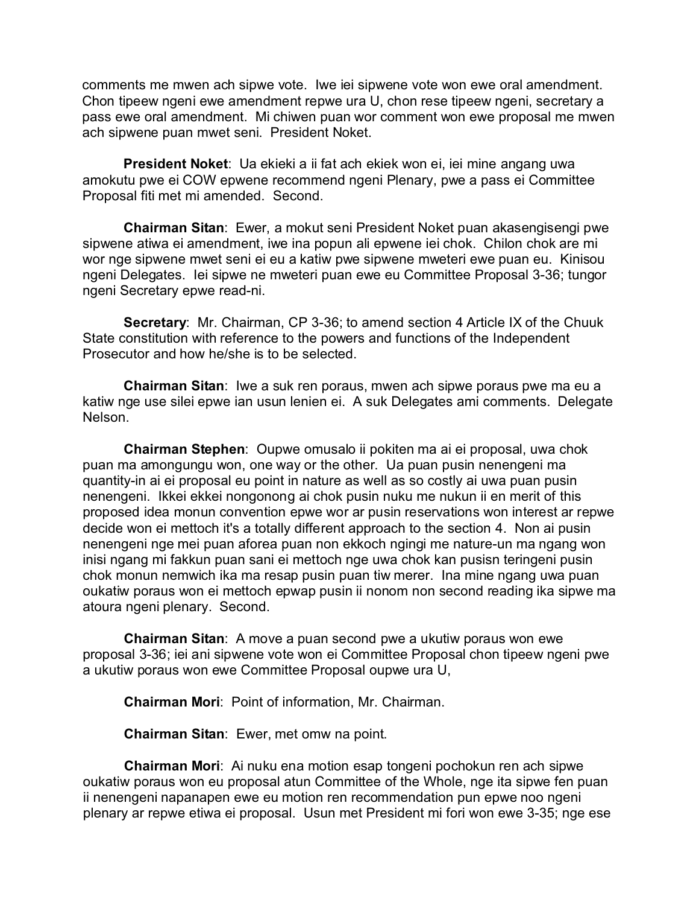comments me mwen ach sipwe vote. Iwe iei sipwene vote won ewe oral amendment. Chon tipeew ngeni ewe amendment repwe ura U, chon rese tipeew ngeni, secretary a pass ewe oral amendment. Mi chiwen puan wor comment won ewe proposal me mwen ach sipwene puan mwet seni. President Noket.

**President Noket**: Ua ekieki a ii fat ach ekiek won ei, iei mine angang uwa amokutu pwe ei COW epwene recommend ngeni Plenary, pwe a pass ei Committee Proposal fiti met mi amended. Second.

**Chairman Sitan**: Ewer, a mokut seni President Noket puan akasengisengi pwe sipwene atiwa ei amendment, iwe ina popun ali epwene iei chok. Chilon chok are mi wor nge sipwene mwet seni ei eu a katiw pwe sipwene mweteri ewe puan eu. Kinisou ngeni Delegates. Iei sipwe ne mweteri puan ewe eu Committee Proposal 3-36; tungor ngeni Secretary epwe read-ni.

**Secretary**: Mr. Chairman, CP 3-36; to amend section 4 Article IX of the Chuuk State constitution with reference to the powers and functions of the Independent Prosecutor and how he/she is to be selected.

**Chairman Sitan**: Iwe a suk ren poraus, mwen ach sipwe poraus pwe ma eu a katiw nge use silei epwe ian usun lenien ei. A suk Delegates ami comments. Delegate Nelson.

**Chairman Stephen**: Oupwe omusalo ii pokiten ma ai ei proposal, uwa chok puan ma amongungu won, one way or the other. Ua puan pusin nenengeni ma quantity-in ai ei proposal eu point in nature as well as so costly ai uwa puan pusin nenengeni. Ikkei ekkei nongonong ai chok pusin nuku me nukun ii en merit of this proposed idea monun convention epwe wor ar pusin reservations won interest ar repwe decide won ei mettoch it's a totally different approach to the section 4. Non ai pusin nenengeni nge mei puan aforea puan non ekkoch ngingi me nature-un ma ngang won inisi ngang mi fakkun puan sani ei mettoch nge uwa chok kan pusisn teringeni pusin chok monun nemwich ika ma resap pusin puan tiw merer. Ina mine ngang uwa puan oukatiw poraus won ei mettoch epwap pusin ii nonom non second reading ika sipwe ma atoura ngeni plenary. Second.

**Chairman Sitan**: A move a puan second pwe a ukutiw poraus won ewe proposal 3-36; iei ani sipwene vote won ei Committee Proposal chon tipeew ngeni pwe a ukutiw poraus won ewe Committee Proposal oupwe ura U,

**Chairman Mori**: Point of information, Mr. Chairman.

**Chairman Sitan**: Ewer, met omw na point.

**Chairman Mori**: Ai nuku ena motion esap tongeni pochokun ren ach sipwe oukatiw poraus won eu proposal atun Committee of the Whole, nge ita sipwe fen puan ii nenengeni napanapen ewe eu motion ren recommendation pun epwe noo ngeni plenary ar repwe etiwa ei proposal. Usun met President mi fori won ewe 3-35; nge ese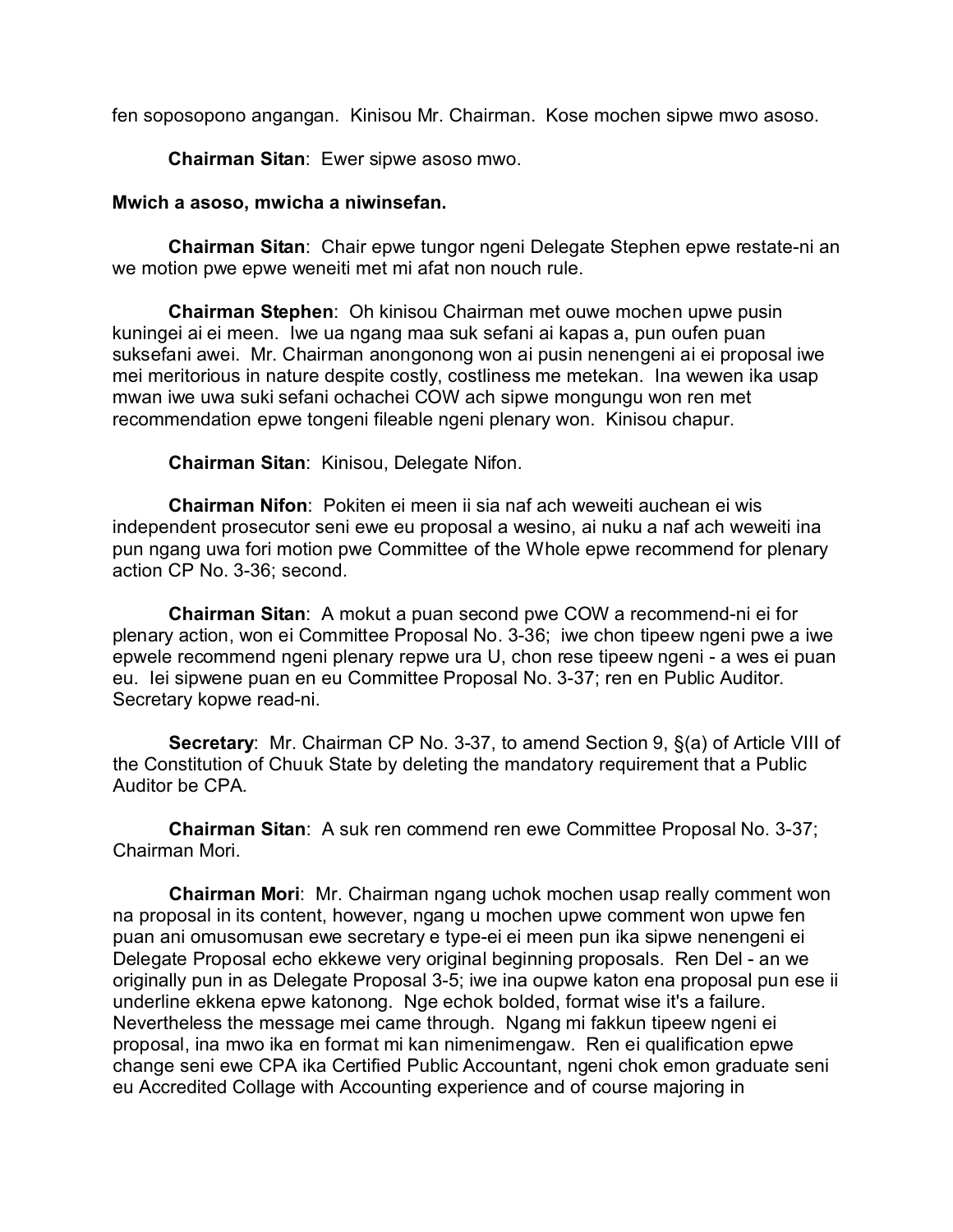fen soposopono angangan. Kinisou Mr. Chairman. Kose mochen sipwe mwo asoso.

**Chairman Sitan**: Ewer sipwe asoso mwo.

**Mwich a asoso, mwicha a niwinsefan.**

**Chairman Sitan**: Chair epwe tungor ngeni Delegate Stephen epwe restate-ni an we motion pwe epwe weneiti met mi afat non nouch rule.

**Chairman Stephen**: Oh kinisou Chairman met ouwe mochen upwe pusin kuningei ai ei meen. Iwe ua ngang maa suk sefani ai kapas a, pun oufen puan suksefani awei. Mr. Chairman anongonong won ai pusin nenengeni ai ei proposal iwe mei meritorious in nature despite costly, costliness me metekan. Ina wewen ika usap mwan iwe uwa suki sefani ochachei COW ach sipwe mongungu won ren met recommendation epwe tongeni fileable ngeni plenary won. Kinisou chapur.

**Chairman Sitan**: Kinisou, Delegate Nifon.

**Chairman Nifon**: Pokiten ei meen ii sia naf ach weweiti auchean ei wis independent prosecutor seni ewe eu proposal a wesino, ai nuku a naf ach weweiti ina pun ngang uwa fori motion pwe Committee of the Whole epwe recommend for plenary action CP No. 3-36; second.

**Chairman Sitan**: A mokut a puan second pwe COW a recommend-ni ei for plenary action, won ei Committee Proposal No. 3-36; iwe chon tipeew ngeni pwe a iwe epwele recommend ngeni plenary repwe ura U, chon rese tipeew ngeni - a wes ei puan eu. Iei sipwene puan en eu Committee Proposal No. 3-37; ren en Public Auditor. Secretary kopwe read-ni.

**Secretary**: Mr. Chairman CP No. 3-37, to amend Section 9, §(a) of Article VIII of the Constitution of Chuuk State by deleting the mandatory requirement that a Public Auditor be CPA.

**Chairman Sitan**: A suk ren commend ren ewe Committee Proposal No. 3-37; Chairman Mori.

**Chairman Mori**: Mr. Chairman ngang uchok mochen usap really comment won na proposal in its content, however, ngang u mochen upwe comment won upwe fen puan ani omusomusan ewe secretary e type-ei ei meen pun ika sipwe nenengeni ei Delegate Proposal echo ekkewe very original beginning proposals. Ren Del - an we originally pun in as Delegate Proposal 3-5; iwe ina oupwe katon ena proposal pun ese ii underline ekkena epwe katonong. Nge echok bolded, format wise it's a failure. Nevertheless the message mei came through. Ngang mi fakkun tipeew ngeni ei proposal, ina mwo ika en format mi kan nimenimengaw. Ren ei qualification epwe change seni ewe CPA ika Certified Public Accountant, ngeni chok emon graduate seni eu Accredited Collage with Accounting experience and of course majoring in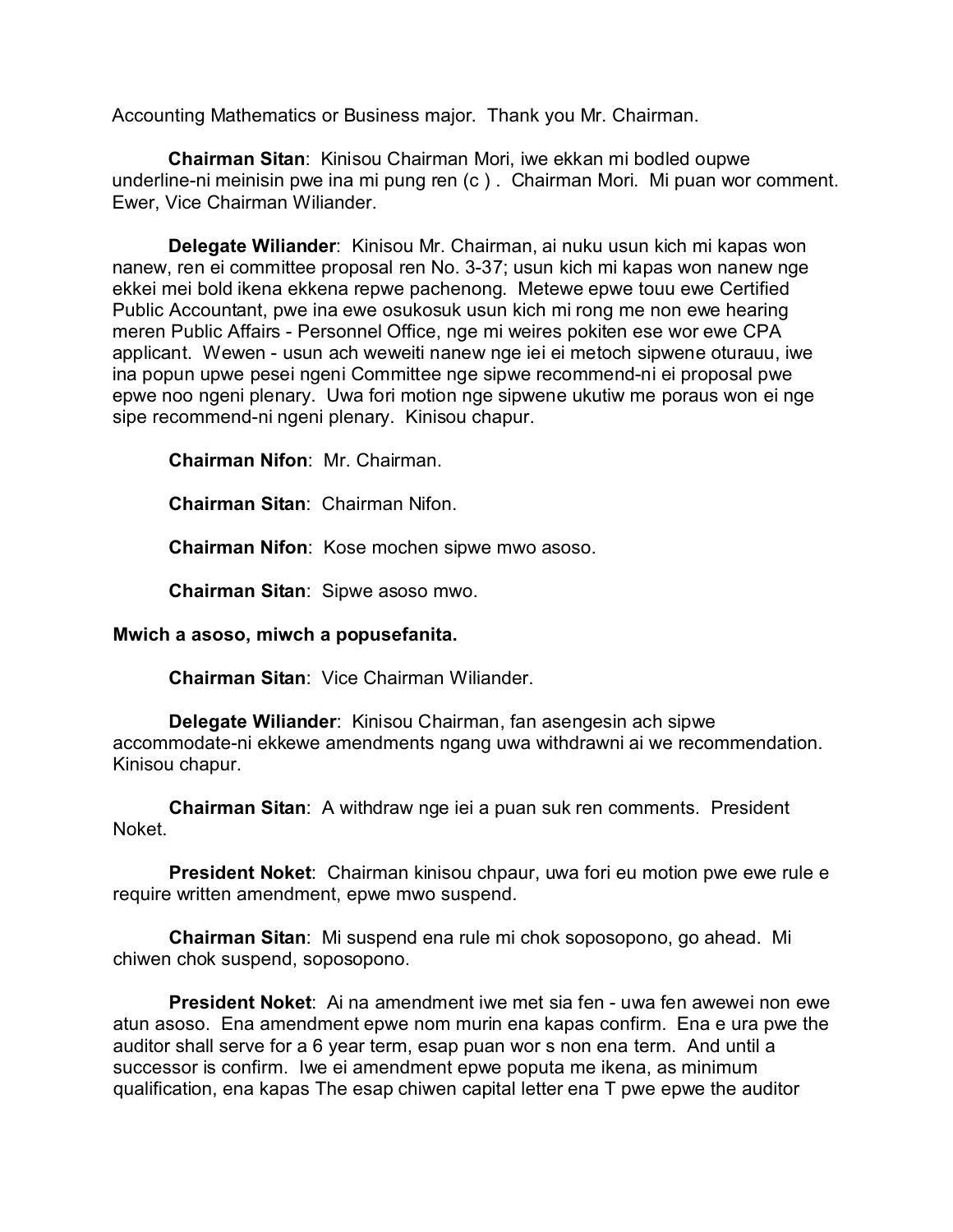Accounting Mathematics or Business major.  Thank you Mr. Chairman.

**Chairman Sitan**:  Kinisou Chairman Mori, iwe ekkan mi bodled oupwe underline-ni meinisin pwe ina mi pung ren (c ) .  Chairman Mori.  Mi puan wor comment. Ewer, Vice Chairman Wiliander.

**Delegate Wiliander**:  Kinisou Mr. Chairman, ai nuku usun kich mi kapas won nanew, ren ei committee proposal ren No. 3-37; usun kich mi kapas won nanew nge ekkei mei bold ikena ekkena repwe pachenong.  Metewe epwe touu ewe Certified Public Accountant, pwe ina ewe osukosuk usun kich mi rong me non ewe hearing meren Public Affairs - Personnel Office, nge mi weires pokiten ese wor ewe CPA applicant.  Wewen - usun ach weweiti nanew nge iei ei metoch sipwene oturauu, iwe ina popun upwe pesei ngeni Committee nge sipwe recommend-ni ei proposal pwe epwe noo ngeni plenary.  Uwa fori motion nge sipwene ukutiw me poraus won ei nge sipe recommend-ni ngeni plenary.  Kinisou chapur.

**Chairman Nifon**:  Mr. Chairman.

**Chairman Sitan**:  Chairman Nifon.

**Chairman Nifon**:  Kose mochen sipwe mwo asoso.

**Chairman Sitan**:  Sipwe asoso mwo.

**Mwich a asoso, miwch a popusefanita.**

**Chairman Sitan**:  Vice Chairman Wiliander.

**Delegate Wiliander**:  Kinisou Chairman, fan asengesin ach sipwe accommodate-ni ekkewe amendments ngang uwa withdrawni ai we recommendation. Kinisou chapur.

**Chairman Sitan**:  A withdraw nge iei a puan suk ren comments.  President Noket.

**President Noket**:  Chairman kinisou chpaur, uwa fori eu motion pwe ewe rule e require written amendment, epwe mwo suspend.

**Chairman Sitan**:  Mi suspend ena rule mi chok soposopono, go ahead.  Mi chiwen chok suspend, soposopono.

**President Noket**:  Ai na amendment iwe met sia fen - uwa fen awewei non ewe atun asoso.  Ena amendment epwe nom murin ena kapas confirm.  Ena e ura pwe the auditor shall serve for a 6 year term, esap puan wor s non ena term.  And until a successor is confirm.  Iwe ei amendment epwe poputa me ikena, as minimum qualification, ena kapas The esap chiwen capital letter ena T pwe epwe the auditor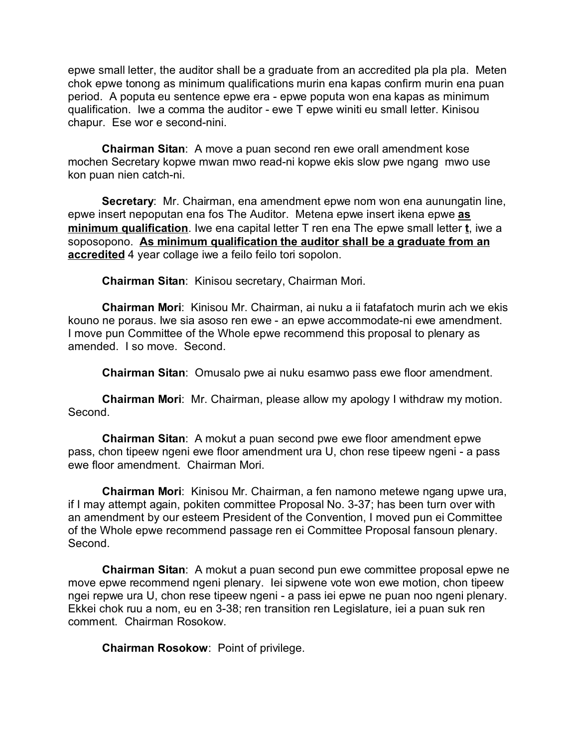epwe small letter, the auditor shall be a graduate from an accredited pla pla pla. Meten chok epwe tonong as minimum qualifications murin ena kapas confirm murin ena puan period. A poputa eu sentence epwe era - epwe poputa won ena kapas as minimum qualification. Iwe a comma the auditor - ewe T epwe winiti eu small letter. Kinisou chapur. Ese wor e second-nini.

**Chairman Sitan**: A move a puan second ren ewe orall amendment kose mochen Secretary kopwe mwan mwo read-ni kopwe ekis slow pwe ngang mwo use kon puan nien catch-ni.

**Secretary**: Mr. Chairman, ena amendment epwe nom won ena aunungatin line, epwe insert nepoputan ena fos The Auditor. Metena epwe insert ikena epwe **<u>as minimum qualification</u>**. Iwe ena capital letter T ren ena The epwe small letter **<u>t</u>**, iwe a soposopono. **<u>As minimum qualification the auditor shall be a graduate from an accredited</u>** 4 year collage iwe a feilo feilo tori sopolon.

**Chairman Sitan**: Kinisou secretary, Chairman Mori.

**Chairman Mori**: Kinisou Mr. Chairman, ai nuku a ii fatafatoch murin ach we ekis kouno ne poraus. Iwe sia asoso ren ewe - an epwe accommodate-ni ewe amendment. I move pun Committee of the Whole epwe recommend this proposal to plenary as amended. I so move. Second.

**Chairman Sitan**: Omusalo pwe ai nuku esamwo pass ewe floor amendment.

**Chairman Mori**: Mr. Chairman, please allow my apology I withdraw my motion. Second.

**Chairman Sitan**: A mokut a puan second pwe ewe floor amendment epwe pass, chon tipeew ngeni ewe floor amendment ura U, chon rese tipeew ngeni - a pass ewe floor amendment. Chairman Mori.

**Chairman Mori**: Kinisou Mr. Chairman, a fen namono metewe ngang upwe ura, if I may attempt again, pokiten committee Proposal No. 3-37; has been turn over with an amendment by our esteem President of the Convention, I moved pun ei Committee of the Whole epwe recommend passage ren ei Committee Proposal fansoun plenary. Second.

**Chairman Sitan**: A mokut a puan second pun ewe committee proposal epwe ne move epwe recommend ngeni plenary. Iei sipwene vote won ewe motion, chon tipeew ngei repwe ura U, chon rese tipeew ngeni - a pass iei epwe ne puan noo ngeni plenary. Ekkei chok ruu a nom, eu en 3-38; ren transition ren Legislature, iei a puan suk ren comment. Chairman Rosokow.

**Chairman Rosokow**: Point of privilege.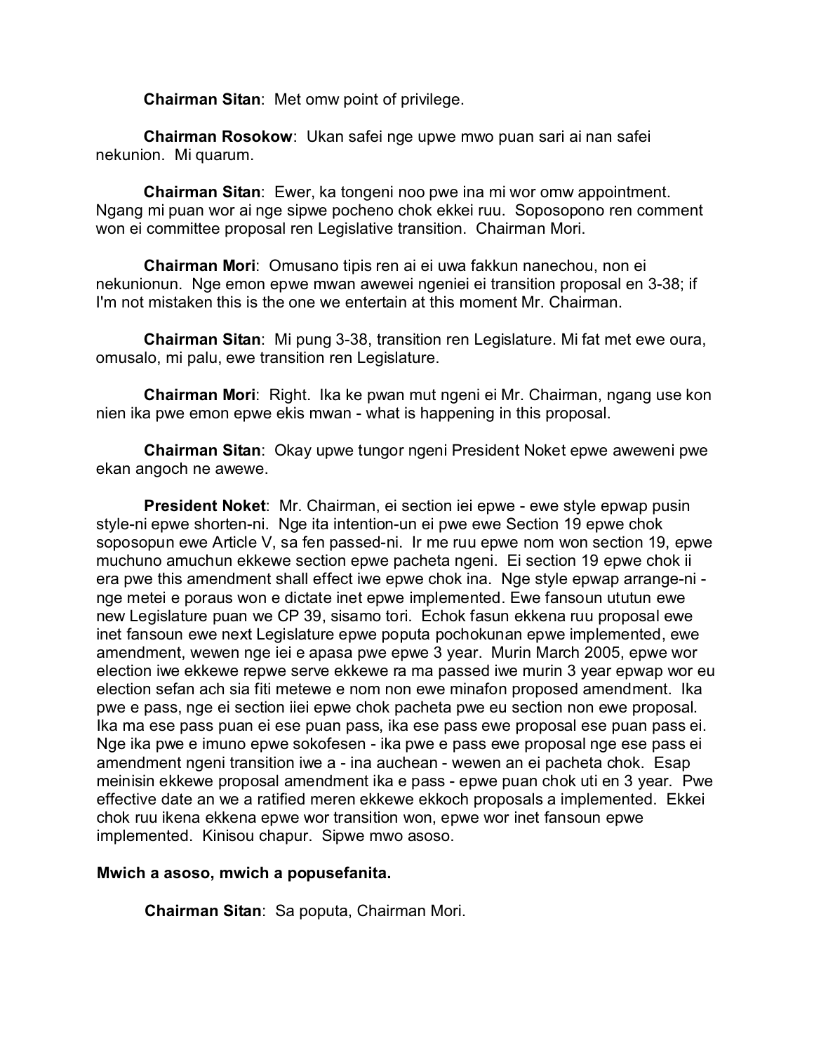**Chairman Sitan**: Met omw point of privilege.

**Chairman Rosokow**: Ukan safei nge upwe mwo puan sari ai nan safei nekunion. Mi quarum.

**Chairman Sitan**: Ewer, ka tongeni noo pwe ina mi wor omw appointment. Ngang mi puan wor ai nge sipwe pocheno chok ekkei ruu. Soposopono ren comment won ei committee proposal ren Legislative transition. Chairman Mori.

**Chairman Mori**: Omusano tipis ren ai ei uwa fakkun nanechou, non ei nekunionun. Nge emon epwe mwan awewei ngeniei ei transition proposal en 3-38; if I'm not mistaken this is the one we entertain at this moment Mr. Chairman.

**Chairman Sitan**: Mi pung 3-38, transition ren Legislature. Mi fat met ewe oura, omusalo, mi palu, ewe transition ren Legislature.

**Chairman Mori**: Right. Ika ke pwan mut ngeni ei Mr. Chairman, ngang use kon nien ika pwe emon epwe ekis mwan - what is happening in this proposal.

**Chairman Sitan**: Okay upwe tungor ngeni President Noket epwe aweweni pwe ekan angoch ne awewe.

**President Noket**: Mr. Chairman, ei section iei epwe - ewe style epwap pusin style-ni epwe shorten-ni. Nge ita intention-un ei pwe ewe Section 19 epwe chok soposopun ewe Article V, sa fen passed-ni. Ir me ruu epwe nom won section 19, epwe muchuno amuchun ekkewe section epwe pacheta ngeni. Ei section 19 epwe chok ii era pwe this amendment shall effect iwe epwe chok ina. Nge style epwap arrange-ni - nge metei e poraus won e dictate inet epwe implemented. Ewe fansoun ututun ewe new Legislature puan we CP 39, sisamo tori. Echok fasun ekkena ruu proposal ewe inet fansoun ewe next Legislature epwe poputa pochokunan epwe implemented, ewe amendment, wewen nge iei e apasa pwe epwe 3 year. Murin March 2005, epwe wor election iwe ekkewe repwe serve ekkewe ra ma passed iwe murin 3 year epwap wor eu election sefan ach sia fiti metewe e nom non ewe minafon proposed amendment. Ika pwe e pass, nge ei section iiei epwe chok pacheta pwe eu section non ewe proposal. Ika ma ese pass puan ei ese puan pass, ika ese pass ewe proposal ese puan pass ei. Nge ika pwe e imuno epwe sokofesen - ika pwe e pass ewe proposal nge ese pass ei amendment ngeni transition iwe a - ina auchean - wewen an ei pacheta chok. Esap meinisin ekkewe proposal amendment ika e pass - epwe puan chok uti en 3 year. Pwe effective date an we a ratified meren ekkewe ekkoch proposals a implemented. Ekkei chok ruu ikena ekkena epwe wor transition won, epwe wor inet fansoun epwe implemented. Kinisou chapur. Sipwe mwo asoso.

**Mwich a asoso, mwich a popusefanita.**

**Chairman Sitan**: Sa poputa, Chairman Mori.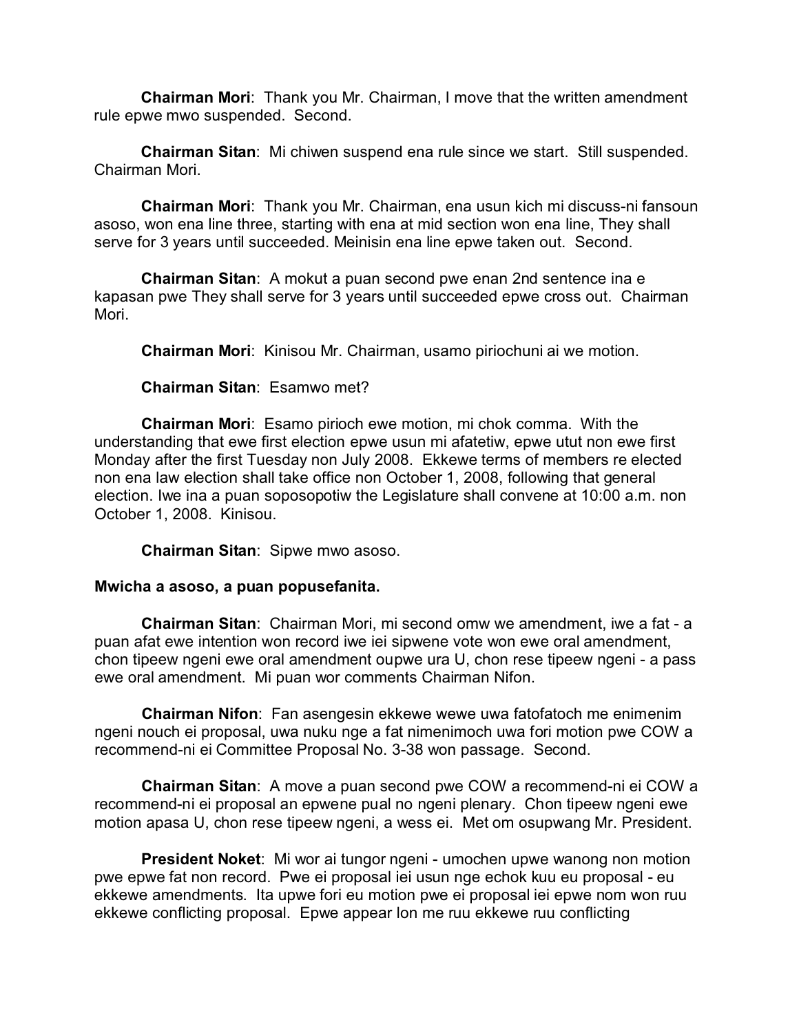**Chairman Mori**: Thank you Mr. Chairman, I move that the written amendment rule epwe mwo suspended. Second.

**Chairman Sitan**: Mi chiwen suspend ena rule since we start. Still suspended. Chairman Mori.

**Chairman Mori**: Thank you Mr. Chairman, ena usun kich mi discuss-ni fansoun asoso, won ena line three, starting with ena at mid section won ena line, They shall serve for 3 years until succeeded. Meinisin ena line epwe taken out. Second.

**Chairman Sitan**: A mokut a puan second pwe enan 2nd sentence ina e kapasan pwe They shall serve for 3 years until succeeded epwe cross out. Chairman Mori.

**Chairman Mori**: Kinisou Mr. Chairman, usamo piriochuni ai we motion.

**Chairman Sitan**: Esamwo met?

**Chairman Mori**: Esamo pirioch ewe motion, mi chok comma. With the understanding that ewe first election epwe usun mi afatetiw, epwe utut non ewe first Monday after the first Tuesday non July 2008. Ekkewe terms of members re elected non ena law election shall take office non October 1, 2008, following that general election. Iwe ina a puan soposopotiw the Legislature shall convene at 10:00 a.m. non October 1, 2008. Kinisou.

**Chairman Sitan**: Sipwe mwo asoso.

**Mwicha a asoso, a puan popusefanita.**

**Chairman Sitan**: Chairman Mori, mi second omw we amendment, iwe a fat - a puan afat ewe intention won record iwe iei sipwene vote won ewe oral amendment, chon tipeew ngeni ewe oral amendment oupwe ura U, chon rese tipeew ngeni - a pass ewe oral amendment. Mi puan wor comments Chairman Nifon.

**Chairman Nifon**: Fan asengesin ekkewe wewe uwa fatofatoch me enimenim ngeni nouch ei proposal, uwa nuku nge a fat nimenimoch uwa fori motion pwe COW a recommend-ni ei Committee Proposal No. 3-38 won passage. Second.

**Chairman Sitan**: A move a puan second pwe COW a recommend-ni ei COW a recommend-ni ei proposal an epwene pual no ngeni plenary. Chon tipeew ngeni ewe motion apasa U, chon rese tipeew ngeni, a wess ei. Met om osupwang Mr. President.

**President Noket**: Mi wor ai tungor ngeni - umochen upwe wanong non motion pwe epwe fat non record. Pwe ei proposal iei usun nge echok kuu eu proposal - eu ekkewe amendments. Ita upwe fori eu motion pwe ei proposal iei epwe nom won ruu ekkewe conflicting proposal. Epwe appear lon me ruu ekkewe ruu conflicting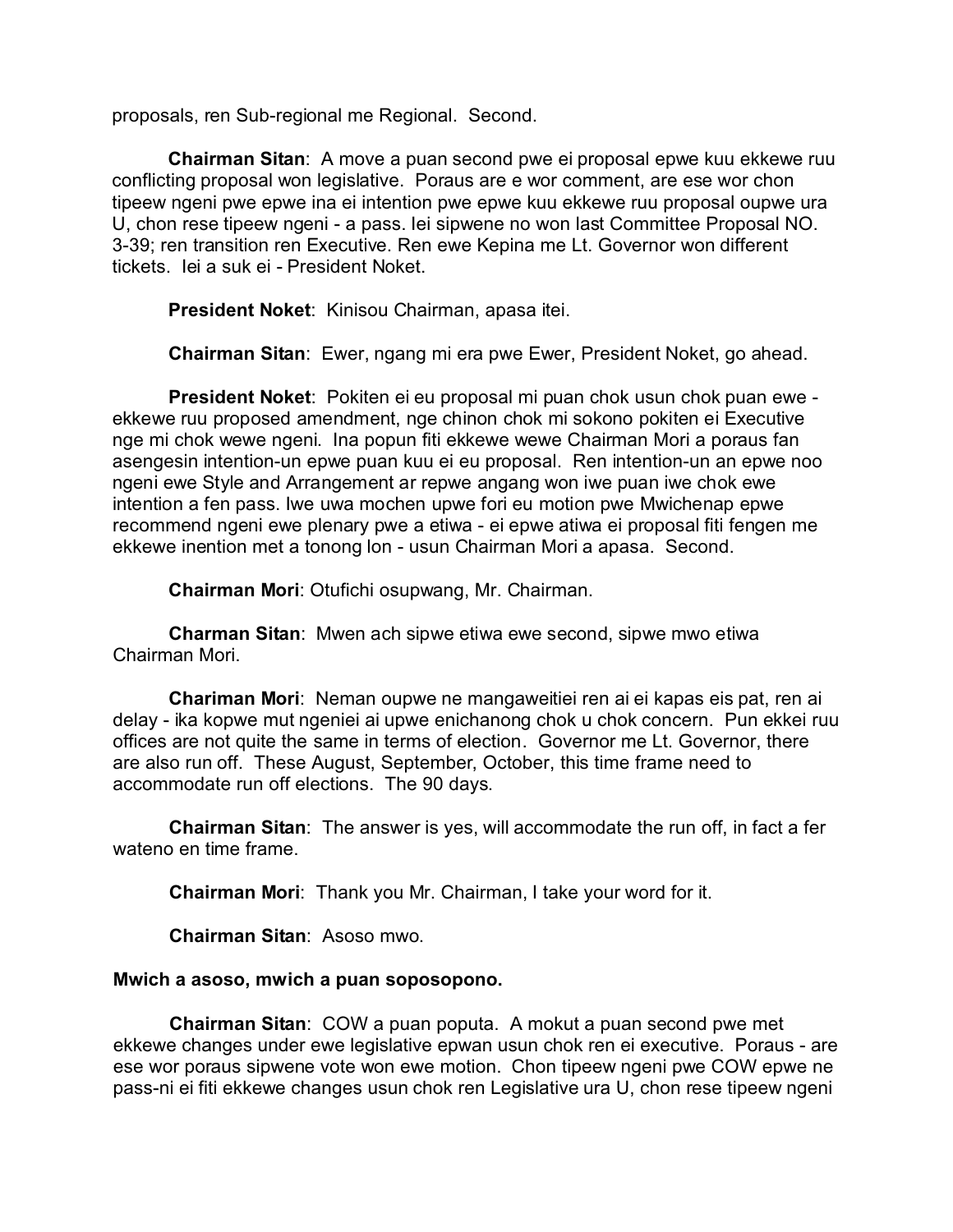proposals, ren Sub-regional me Regional.  Second.

**Chairman Sitan**:  A move a puan second pwe ei proposal epwe kuu ekkewe ruu conflicting proposal won legislative.  Poraus are e wor comment, are ese wor chon tipeew ngeni pwe epwe ina ei intention pwe epwe kuu ekkewe ruu proposal oupwe ura U, chon rese tipeew ngeni - a pass.  Iei sipwene no won last Committee Proposal NO. 3-39; ren transition ren Executive. Ren ewe Kepina me Lt. Governor won different tickets.  Iei a suk ei - President Noket.

**President Noket**:  Kinisou Chairman, apasa itei.

**Chairman Sitan**:  Ewer, ngang mi era pwe Ewer, President Noket, go ahead.

**President Noket**:  Pokiten ei eu proposal mi puan chok usun chok puan ewe - ekkewe ruu proposed amendment, nge chinon chok mi sokono pokiten ei Executive nge mi chok wewe ngeni.  Ina popun fiti ekkewe wewe Chairman Mori a poraus fan asengesin intention-un epwe puan kuu ei eu proposal.  Ren intention-un an epwe noo ngeni ewe Style and Arrangement ar repwe angang won iwe puan iwe chok ewe intention a fen pass. Iwe uwa mochen upwe fori eu motion pwe Mwichenap epwe recommend ngeni ewe plenary pwe a etiwa - ei epwe atiwa ei proposal fiti fengen me ekkewe inention met a tonong lon - usun Chairman Mori a apasa.  Second.

**Chairman Mori**: Otufichi osupwang, Mr. Chairman.

**Charman Sitan**:  Mwen ach sipwe etiwa ewe second, sipwe mwo etiwa Chairman Mori.

**Chariman Mori**:  Neman oupwe ne mangaweitiei ren ai ei kapas eis pat, ren ai delay - ika kopwe mut ngeniei ai upwe enichanong chok u chok concern.  Pun ekkei ruu offices are not quite the same in terms of election.  Governor me Lt. Governor, there are also run off.  These August, September, October, this time frame need to accommodate run off elections.  The 90 days.

**Chairman Sitan**:  The answer is yes, will accommodate the run off, in fact a fer wateno en time frame.

**Chairman Mori**:  Thank you Mr. Chairman, I take your word for it.

**Chairman Sitan**:  Asoso mwo.

**Mwich a asoso, mwich a puan soposopono.**

**Chairman Sitan**:  COW a puan poputa.  A mokut a puan second pwe met ekkewe changes under ewe legislative epwan usun chok ren ei executive.  Poraus - are ese wor poraus sipwene vote won ewe motion.  Chon tipeew ngeni pwe COW epwe ne pass-ni ei fiti ekkewe changes usun chok ren Legislative ura U, chon rese tipeew ngeni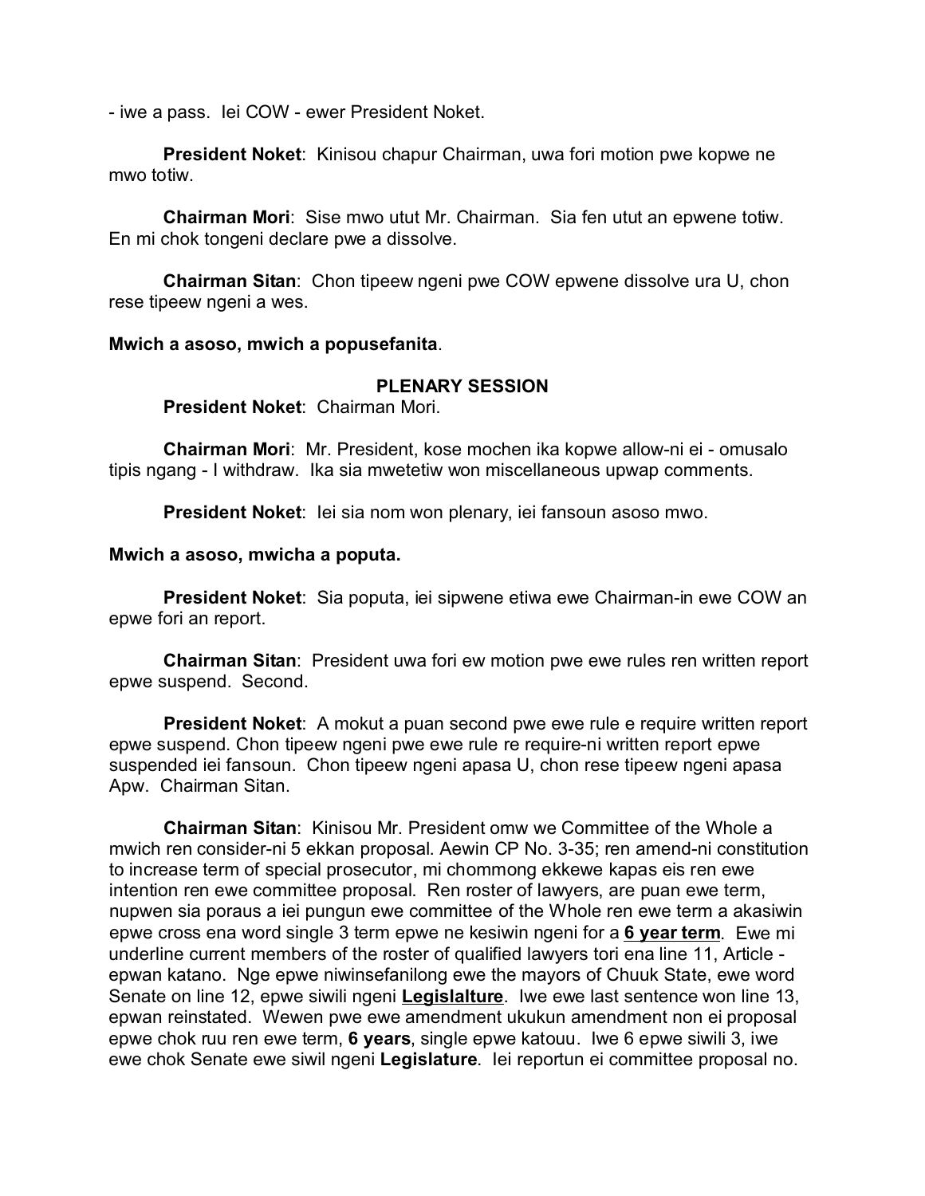- iwe a pass.  Iei COW - ewer President Noket.

**President Noket**:  Kinisou chapur Chairman, uwa fori motion pwe kopwe ne mwo totiw.

**Chairman Mori**:  Sise mwo utut Mr. Chairman.  Sia fen utut an epwene totiw.  En mi chok tongeni declare pwe a dissolve.

**Chairman Sitan**:  Chon tipeew ngeni pwe COW epwene dissolve ura U, chon rese tipeew ngeni a wes.

**Mwich a asoso, mwich a popusefanita**.

**PLENARY SESSION**

**President Noket**:  Chairman Mori.

**Chairman Mori**:  Mr. President, kose mochen ika kopwe allow-ni ei - omusalo tipis ngang - I withdraw.  Ika sia mwetetiw won miscellaneous upwap comments.

**President Noket**:  Iei sia nom won plenary, iei fansoun asoso mwo.

**Mwich a asoso, mwicha a poputa.**

**President Noket**:  Sia poputa, iei sipwene etiwa ewe Chairman-in ewe COW an epwe fori an report.

**Chairman Sitan**:  President uwa fori ew motion pwe ewe rules ren written report epwe suspend.  Second.

**President Noket**:  A mokut a puan second pwe ewe rule e require written report epwe suspend. Chon tipeew ngeni pwe ewe rule re require-ni written report epwe suspended iei fansoun.  Chon tipeew ngeni apasa U, chon rese tipeew ngeni apasa Apw.  Chairman Sitan.

**Chairman Sitan**:  Kinisou Mr. President omw we Committee of the Whole a mwich ren consider-ni 5 ekkan proposal. Aewin CP No. 3-35; ren amend-ni constitution to increase term of special prosecutor, mi chommong ekkewe kapas eis ren ewe intention ren ewe committee proposal.  Ren roster of lawyers, are puan ewe term, nupwen sia poraus a iei pungun ewe committee of the Whole ren ewe term a akasiwin epwe cross ena word single 3 term epwe ne kesiwin ngeni for a **<u>6 year term</u>**.  Ewe mi underline current members of the roster of qualified lawyers tori ena line 11, Article - epwan katano.  Nge epwe niwinsefanilong ewe the mayors of Chuuk State, ewe word Senate on line 12, epwe siwili ngeni **<u>Legislalture</u>**.  Iwe ewe last sentence won line 13, epwan reinstated.  Wewen pwe ewe amendment ukukun amendment non ei proposal epwe chok ruu ren ewe term, **6 years**, single epwe katouu.  Iwe 6 epwe siwili 3, iwe ewe chok Senate ewe siwil ngeni **Legislature**.  Iei reportun ei committee proposal no.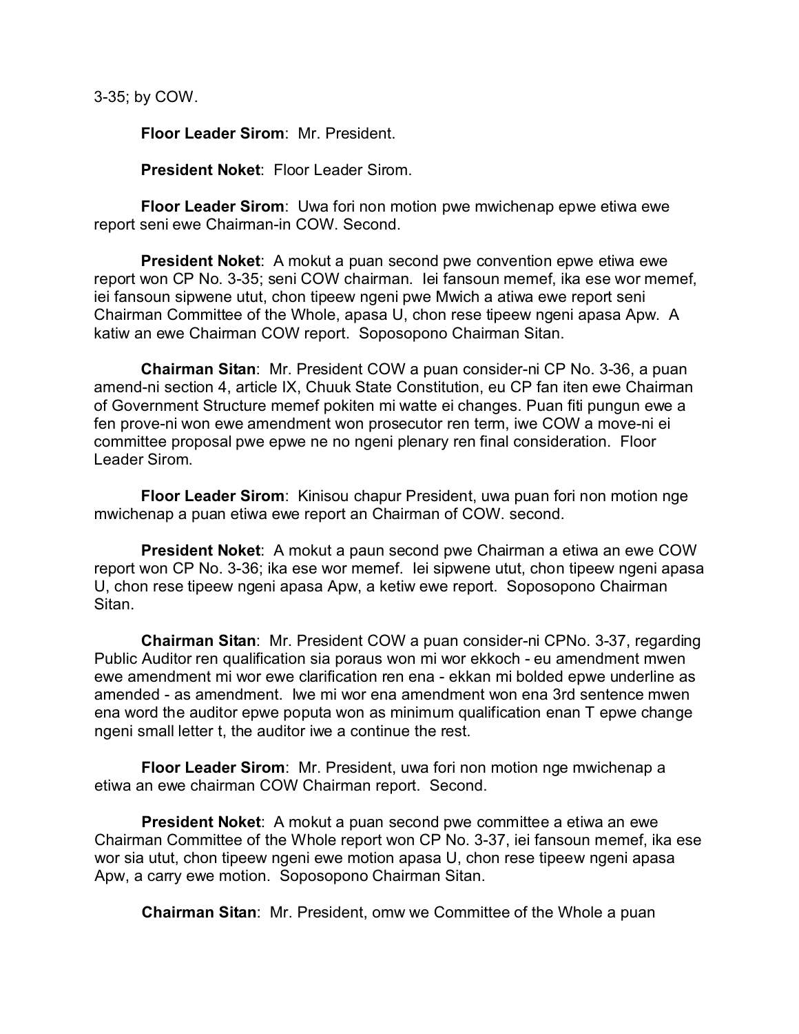3-35; by COW.

**Floor Leader Sirom**: Mr. President.

**President Noket**: Floor Leader Sirom.

**Floor Leader Sirom**: Uwa fori non motion pwe mwichenap epwe etiwa ewe report seni ewe Chairman-in COW. Second.

**President Noket**: A mokut a puan second pwe convention epwe etiwa ewe report won CP No. 3-35; seni COW chairman. Iei fansoun memef, ika ese wor memef, iei fansoun sipwene utut, chon tipeew ngeni pwe Mwich a atiwa ewe report seni Chairman Committee of the Whole, apasa U, chon rese tipeew ngeni apasa Apw. A katiw an ewe Chairman COW report. Soposopono Chairman Sitan.

**Chairman Sitan**: Mr. President COW a puan consider-ni CP No. 3-36, a puan amend-ni section 4, article IX, Chuuk State Constitution, eu CP fan iten ewe Chairman of Government Structure memef pokiten mi watte ei changes. Puan fiti pungun ewe a fen prove-ni won ewe amendment won prosecutor ren term, iwe COW a move-ni ei committee proposal pwe epwe ne no ngeni plenary ren final consideration. Floor Leader Sirom.

**Floor Leader Sirom**: Kinisou chapur President, uwa puan fori non motion nge mwichenap a puan etiwa ewe report an Chairman of COW. second.

**President Noket**: A mokut a paun second pwe Chairman a etiwa an ewe COW report won CP No. 3-36; ika ese wor memef. Iei sipwene utut, chon tipeew ngeni apasa U, chon rese tipeew ngeni apasa Apw, a ketiw ewe report. Soposopono Chairman Sitan.

**Chairman Sitan**: Mr. President COW a puan consider-ni CPNo. 3-37, regarding Public Auditor ren qualification sia poraus won mi wor ekkoch - eu amendment mwen ewe amendment mi wor ewe clarification ren ena - ekkan mi bolded epwe underline as amended - as amendment. Iwe mi wor ena amendment won ena 3rd sentence mwen ena word the auditor epwe poputa won as minimum qualification enan T epwe change ngeni small letter t, the auditor iwe a continue the rest.

**Floor Leader Sirom**: Mr. President, uwa fori non motion nge mwichenap a etiwa an ewe chairman COW Chairman report. Second.

**President Noket**: A mokut a puan second pwe committee a etiwa an ewe Chairman Committee of the Whole report won CP No. 3-37, iei fansoun memef, ika ese wor sia utut, chon tipeew ngeni ewe motion apasa U, chon rese tipeew ngeni apasa Apw, a carry ewe motion. Soposopono Chairman Sitan.

**Chairman Sitan**: Mr. President, omw we Committee of the Whole a puan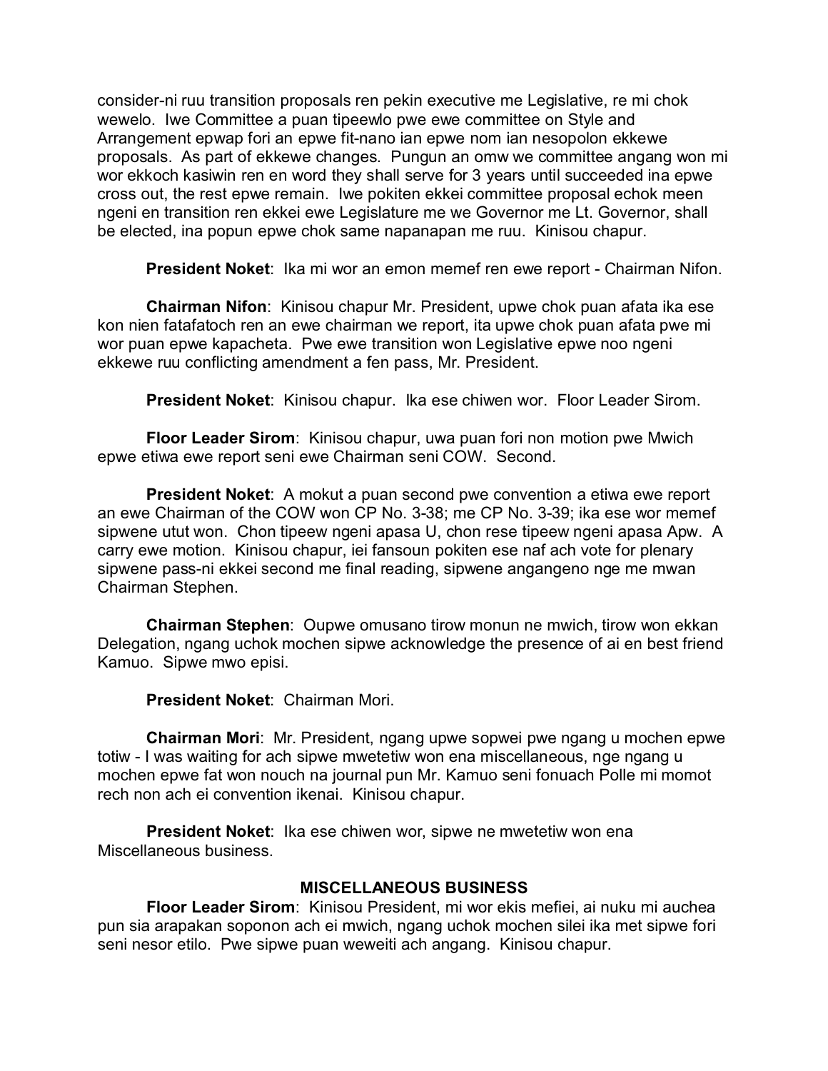consider-ni ruu transition proposals ren pekin executive me Legislative, re mi chok wewelo. Iwe Committee a puan tipeewlo pwe ewe committee on Style and Arrangement epwap fori an epwe fit-nano ian epwe nom ian nesopolon ekkewe proposals. As part of ekkewe changes. Pungun an omw we committee angang won mi wor ekkoch kasiwin ren en word they shall serve for 3 years until succeeded ina epwe cross out, the rest epwe remain. Iwe pokiten ekkei committee proposal echok meen ngeni en transition ren ekkei ewe Legislature me we Governor me Lt. Governor, shall be elected, ina popun epwe chok same napanapan me ruu. Kinisou chapur.

**President Noket**: Ika mi wor an emon memef ren ewe report - Chairman Nifon.

**Chairman Nifon**: Kinisou chapur Mr. President, upwe chok puan afata ika ese kon nien fatafatoch ren an ewe chairman we report, ita upwe chok puan afata pwe mi wor puan epwe kapacheta. Pwe ewe transition won Legislative epwe noo ngeni ekkewe ruu conflicting amendment a fen pass, Mr. President.

**President Noket**: Kinisou chapur. Ika ese chiwen wor. Floor Leader Sirom.

**Floor Leader Sirom**: Kinisou chapur, uwa puan fori non motion pwe Mwich epwe etiwa ewe report seni ewe Chairman seni COW. Second.

**President Noket**: A mokut a puan second pwe convention a etiwa ewe report an ewe Chairman of the COW won CP No. 3-38; me CP No. 3-39; ika ese wor memef sipwene utut won. Chon tipeew ngeni apasa U, chon rese tipeew ngeni apasa Apw. A carry ewe motion. Kinisou chapur, iei fansoun pokiten ese naf ach vote for plenary sipwene pass-ni ekkei second me final reading, sipwene angangeno nge me mwan Chairman Stephen.

**Chairman Stephen**: Oupwe omusano tirow monun ne mwich, tirow won ekkan Delegation, ngang uchok mochen sipwe acknowledge the presence of ai en best friend Kamuo. Sipwe mwo episi.

**President Noket**: Chairman Mori.

**Chairman Mori**: Mr. President, ngang upwe sopwei pwe ngang u mochen epwe totiw - I was waiting for ach sipwe mwetetiw won ena miscellaneous, nge ngang u mochen epwe fat won nouch na journal pun Mr. Kamuo seni fonuach Polle mi momot rech non ach ei convention ikenai. Kinisou chapur.

**President Noket**: Ika ese chiwen wor, sipwe ne mwetetiw won ena Miscellaneous business.

## MISCELLANEOUS BUSINESS

**Floor Leader Sirom**: Kinisou President, mi wor ekis mefiei, ai nuku mi auchea pun sia arapakan soponon ach ei mwich, ngang uchok mochen silei ika met sipwe fori seni nesor etilo. Pwe sipwe puan weweiti ach angang. Kinisou chapur.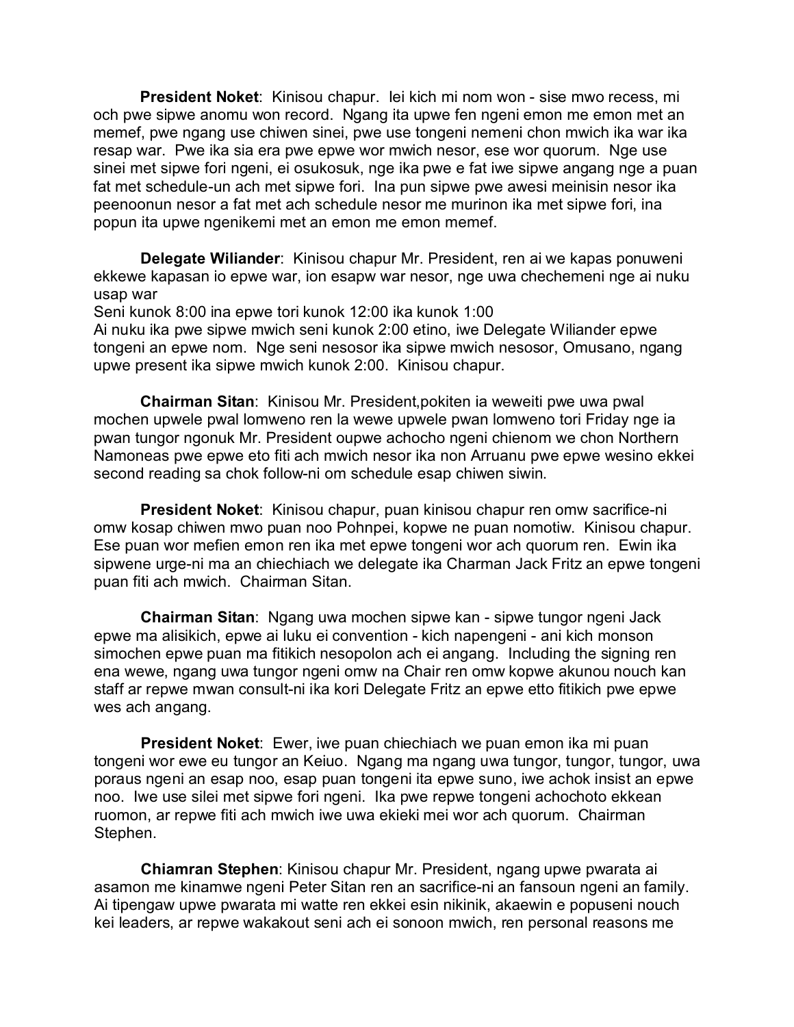**President Noket**: Kinisou chapur. Iei kich mi nom won - sise mwo recess, mi och pwe sipwe anomu won record. Ngang ita upwe fen ngeni emon me emon met an memef, pwe ngang use chiwen sinei, pwe use tongeni nemeni chon mwich ika war ika resap war. Pwe ika sia era pwe epwe wor mwich nesor, ese wor quorum. Nge use sinei met sipwe fori ngeni, ei osukosuk, nge ika pwe e fat iwe sipwe angang nge a puan fat met schedule-un ach met sipwe fori. Ina pun sipwe pwe awesi meinisin nesor ika peenoonun nesor a fat met ach schedule nesor me murinon ika met sipwe fori, ina popun ita upwe ngenikemi met an emon me emon memef.

**Delegate Wiliander**: Kinisou chapur Mr. President, ren ai we kapas ponuweni ekkewe kapasan io epwe war, ion esapw war nesor, nge uwa chechemeni nge ai nuku usap war

Seni kunok 8:00 ina epwe tori kunok 12:00 ika kunok 1:00

Ai nuku ika pwe sipwe mwich seni kunok 2:00 etino, iwe Delegate Wiliander epwe tongeni an epwe nom. Nge seni nesosor ika sipwe mwich nesosor, Omusano, ngang upwe present ika sipwe mwich kunok 2:00. Kinisou chapur.

**Chairman Sitan**: Kinisou Mr. President,pokiten ia weweiti pwe uwa pwal mochen upwele pwal lomweno ren la wewe upwele pwan lomweno tori Friday nge ia pwan tungor ngonuk Mr. President oupwe achocho ngeni chienom we chon Northern Namoneas pwe epwe eto fiti ach mwich nesor ika non Arruanu pwe epwe wesino ekkei second reading sa chok follow-ni om schedule esap chiwen siwin.

**President Noket**: Kinisou chapur, puan kinisou chapur ren omw sacrifice-ni omw kosap chiwen mwo puan noo Pohnpei, kopwe ne puan nomotiw. Kinisou chapur. Ese puan wor mefien emon ren ika met epwe tongeni wor ach quorum ren. Ewin ika sipwene urge-ni ma an chiechiach we delegate ika Charman Jack Fritz an epwe tongeni puan fiti ach mwich. Chairman Sitan.

**Chairman Sitan**: Ngang uwa mochen sipwe kan - sipwe tungor ngeni Jack epwe ma alisikich, epwe ai luku ei convention - kich napengeni - ani kich monson simochen epwe puan ma fitikich nesopolon ach ei angang. Including the signing ren ena wewe, ngang uwa tungor ngeni omw na Chair ren omw kopwe akunou nouch kan staff ar repwe mwan consult-ni ika kori Delegate Fritz an epwe etto fitikich pwe epwe wes ach angang.

**President Noket**: Ewer, iwe puan chiechiach we puan emon ika mi puan tongeni wor ewe eu tungor an Keiuo. Ngang ma ngang uwa tungor, tungor, tungor, uwa poraus ngeni an esap noo, esap puan tongeni ita epwe suno, iwe achok insist an epwe noo. Iwe use silei met sipwe fori ngeni. Ika pwe repwe tongeni achochoto ekkean ruomon, ar repwe fiti ach mwich iwe uwa ekieki mei wor ach quorum. Chairman Stephen.

**Chiamran Stephen**: Kinisou chapur Mr. President, ngang upwe pwarata ai asamon me kinamwe ngeni Peter Sitan ren an sacrifice-ni an fansoun ngeni an family. Ai tipengaw upwe pwarata mi watte ren ekkei esin nikinik, akaewin e popuseni nouch kei leaders, ar repwe wakakout seni ach ei sonoon mwich, ren personal reasons me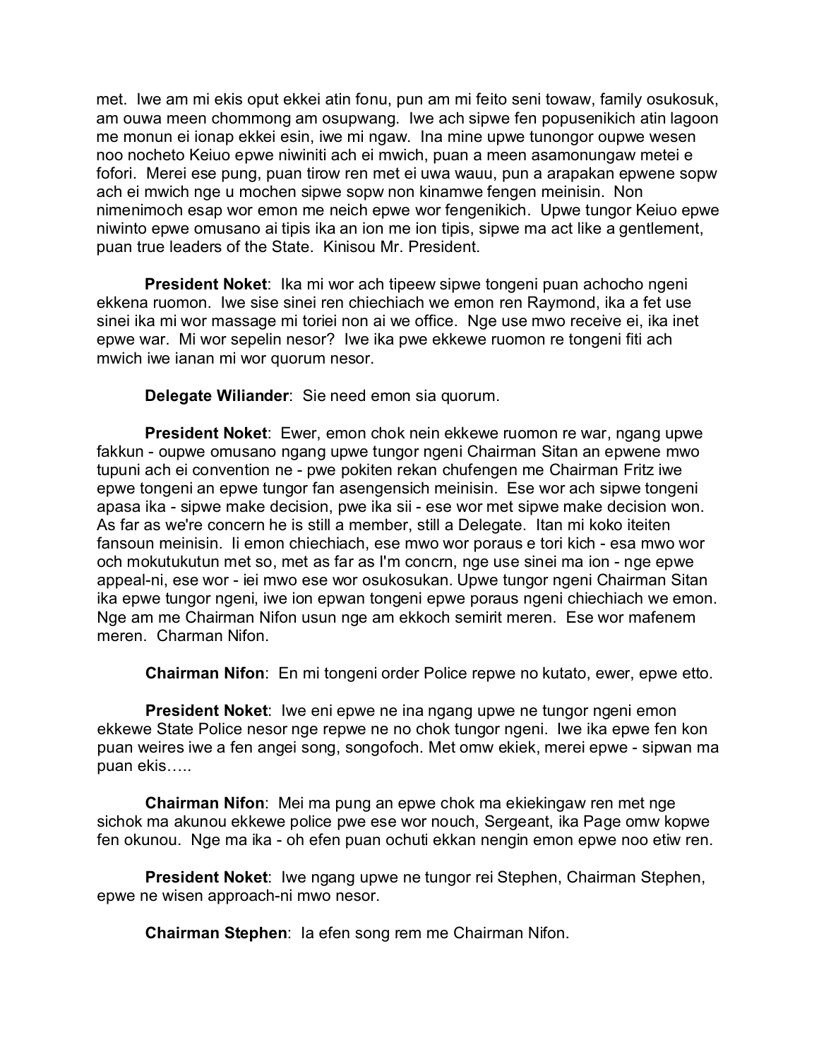met. Iwe am mi ekis oput ekkei atin fonu, pun am mi feito seni towaw, family osukosuk, am ouwa meen chommong am osupwang. Iwe ach sipwe fen popusenikich atin lagoon me monun ei ionap ekkei esin, iwe mi ngaw. Ina mine upwe tunongor oupwe wesen noo nocheto Keiuo epwe niwiniti ach ei mwich, puan a meen asamonungaw metei e fofori. Merei ese pung, puan tirow ren met ei uwa wauu, pun a arapakan epwene sopw ach ei mwich nge u mochen sipwe sopw non kinamwe fengen meinisin. Non nimenimoch esap wor emon me neich epwe wor fengenikich. Upwe tungor Keiuo epwe niwinto epwe omusano ai tipis ika an ion me ion tipis, sipwe ma act like a gentlement, puan true leaders of the State. Kinisou Mr. President.

**President Noket**: Ika mi wor ach tipeew sipwe tongeni puan achocho ngeni ekkena ruomon. Iwe sise sinei ren chiechiach we emon ren Raymond, ika a fet use sinei ika mi wor massage mi toriei non ai we office. Nge use mwo receive ei, ika inet epwe war. Mi wor sepelin nesor? Iwe ika pwe ekkewe ruomon re tongeni fiti ach mwich iwe ianan mi wor quorum nesor.

**Delegate Wiliander**: Sie need emon sia quorum.

**President Noket**: Ewer, emon chok nein ekkewe ruomon re war, ngang upwe fakkun - oupwe omusano ngang upwe tungor ngeni Chairman Sitan an epwene mwo tupuni ach ei convention ne - pwe pokiten rekan chufengen me Chairman Fritz iwe epwe tongeni an epwe tungor fan asengensich meinisin. Ese wor ach sipwe tongeni apasa ika - sipwe make decision, pwe ika sii - ese wor met sipwe make decision won. As far as we're concern he is still a member, still a Delegate. Itan mi koko iteiten fansoun meinisin. Ii emon chiechiach, ese mwo wor poraus e tori kich - esa mwo wor och mokutukutun met so, met as far as I'm concrn, nge use sinei ma ion - nge epwe appeal-ni, ese wor - iei mwo ese wor osukosukan. Upwe tungor ngeni Chairman Sitan ika epwe tungor ngeni, iwe ion epwan tongeni epwe poraus ngeni chiechiach we emon. Nge am me Chairman Nifon usun nge am ekkoch semirit meren. Ese wor mafenem meren. Charman Nifon.

**Chairman Nifon**: En mi tongeni order Police repwe no kutato, ewer, epwe etto.

**President Noket**: Iwe eni epwe ne ina ngang upwe ne tungor ngeni emon ekkewe State Police nesor nge repwe ne no chok tungor ngeni. Iwe ika epwe fen kon puan weires iwe a fen angei song, songofoch. Met omw ekiek, merei epwe - sipwan ma puan ekis…..

**Chairman Nifon**: Mei ma pung an epwe chok ma ekiekingaw ren met nge sichok ma akunou ekkewe police pwe ese wor nouch, Sergeant, ika Page omw kopwe fen okunou. Nge ma ika - oh efen puan ochuti ekkan nengin emon epwe noo etiw ren.

**President Noket**: Iwe ngang upwe ne tungor rei Stephen, Chairman Stephen, epwe ne wisen approach-ni mwo nesor.

**Chairman Stephen**: Ia efen song rem me Chairman Nifon.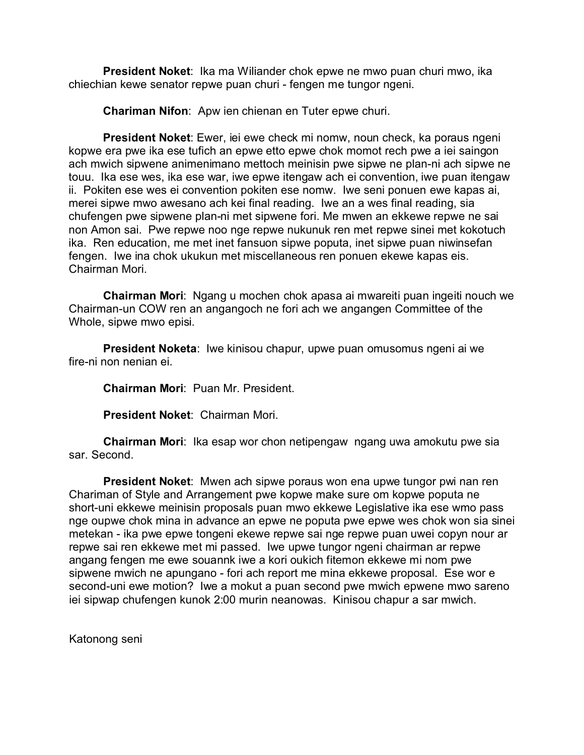**President Noket**: Ika ma Wiliander chok epwe ne mwo puan churi mwo, ika chiechian kewe senator repwe puan churi - fengen me tungor ngeni.

**Chariman Nifon**: Apw ien chienan en Tuter epwe churi.

**President Noket**: Ewer, iei ewe check mi nomw, noun check, ka poraus ngeni kopwe era pwe ika ese tufich an epwe etto epwe chok momot rech pwe a iei saingon ach mwich sipwene animenimano mettoch meinisin pwe sipwe ne plan-ni ach sipwe ne touu. Ika ese wes, ika ese war, iwe epwe itengaw ach ei convention, iwe puan itengaw ii. Pokiten ese wes ei convention pokiten ese nomw. Iwe seni ponuen ewe kapas ai, merei sipwe mwo awesano ach kei final reading. Iwe an a wes final reading, sia chufengen pwe sipwene plan-ni met sipwene fori. Me mwen an ekkewe repwe ne sai non Amon sai. Pwe repwe noo nge repwe nukunuk ren met repwe sinei met kokotuch ika. Ren education, me met inet fansuon sipwe poputa, inet sipwe puan niwinsefan fengen. Iwe ina chok ukukun met miscellaneous ren ponuen ekewe kapas eis. Chairman Mori.

**Chairman Mori**: Ngang u mochen chok apasa ai mwareiti puan ingeiti nouch we Chairman-un COW ren an angangoch ne fori ach we angangen Committee of the Whole, sipwe mwo episi.

**President Noketa**: Iwe kinisou chapur, upwe puan omusomus ngeni ai we fire-ni non nenian ei.

**Chairman Mori**: Puan Mr. President.

**President Noket**: Chairman Mori.

**Chairman Mori**: Ika esap wor chon netipengaw ngang uwa amokutu pwe sia sar. Second.

**President Noket**: Mwen ach sipwe poraus won ena upwe tungor pwi nan ren Chariman of Style and Arrangement pwe kopwe make sure om kopwe poputa ne short-uni ekkewe meinisin proposals puan mwo ekkewe Legislative ika ese wmo pass nge oupwe chok mina in advance an epwe ne poputa pwe epwe wes chok won sia sinei metekan - ika pwe epwe tongeni ekewe repwe sai nge repwe puan uwei copyn nour ar repwe sai ren ekkewe met mi passed. Iwe upwe tungor ngeni chairman ar repwe angang fengen me ewe souannk iwe a kori oukich fitemon ekkewe mi nom pwe sipwene mwich ne apungano - fori ach report me mina ekkewe proposal. Ese wor e second-uni ewe motion? Iwe a mokut a puan second pwe mwich epwene mwo sareno iei sipwap chufengen kunok 2:00 murin neanowas. Kinisou chapur a sar mwich.

Katonong seni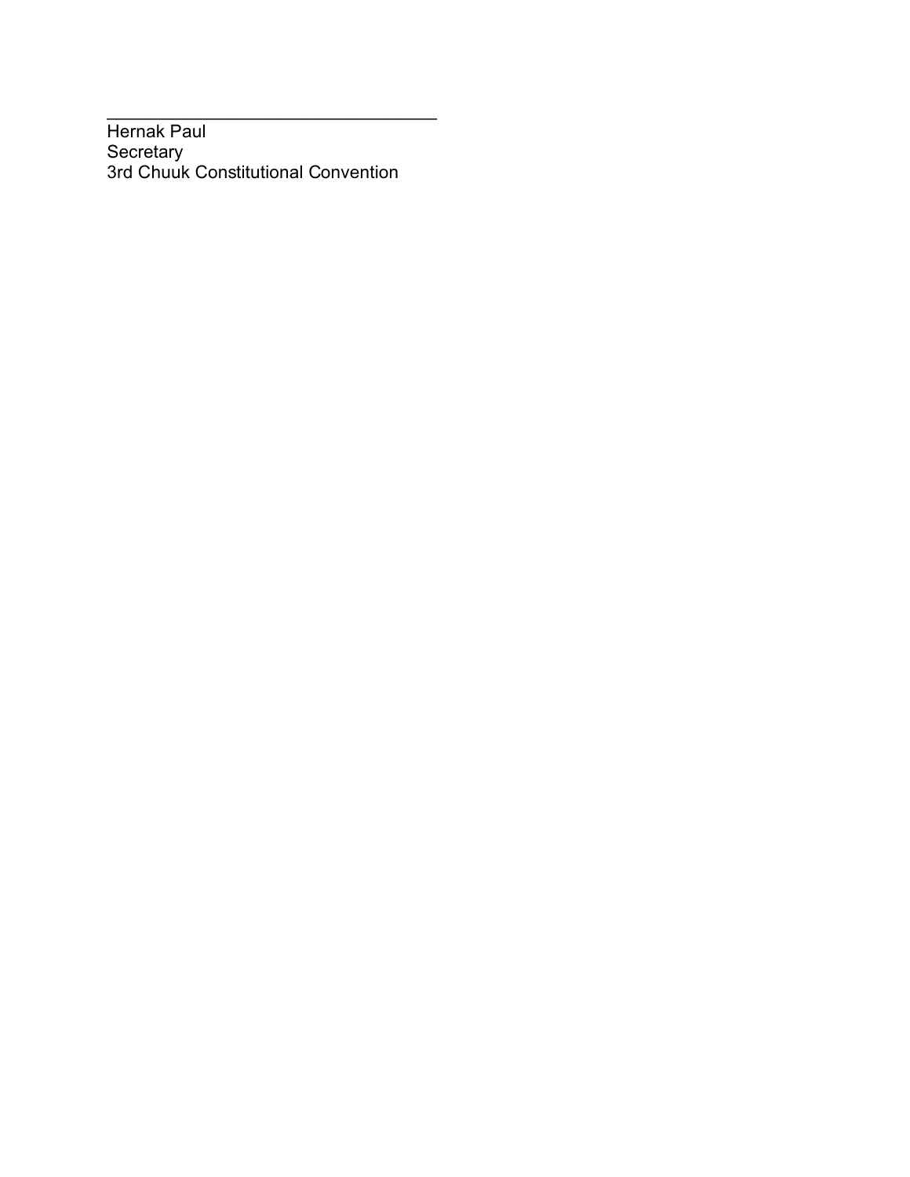\_\_\_\_\_\_\_\_\_\_\_\_\_\_\_\_\_\_\_\_\_\_\_\_\_\_\_\_\_\_\_\_\_\_\_

Hernak Paul  
Secretary  
3rd Chuuk Constitutional Convention